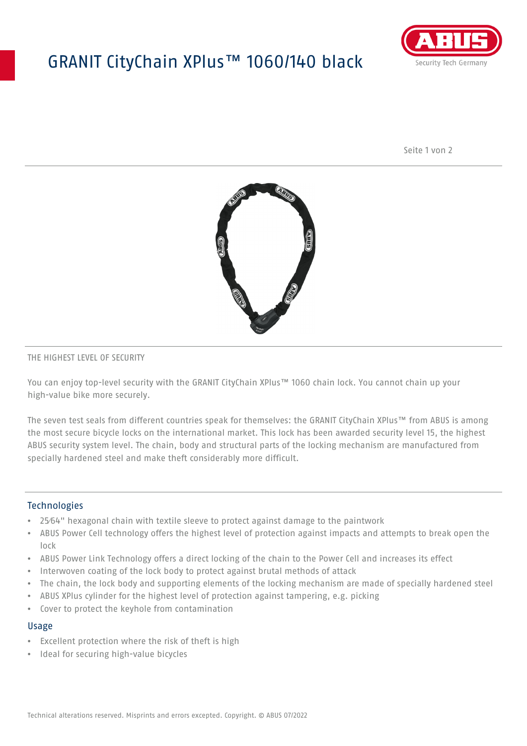# GRANIT CityChain XPlus™ 1060/140 black

THE HIGHEST LEVEL OF SECURITY

You can enjoy top-level security with the GRANIT CityChain XPlus™ 1060 chain lock. You cannot chain up your high-value bike more securely.

The seven test seals from different countries speak for themselves: the GRANIT CityChain XPlus™ from ABUS is among the most secure bicycle locks on the international market. This lock has been awarded security level 15, the highest ABUS security system level. The chain, body and structural parts of the locking mechanism are manufactured from specially hardened steel and make theft considerably more difficult.

## Technologies

- 25⁄64" hexagonal chain with textile sleeve to protect against damage to the paintwork
- ABUS Power Cell technology offers the highest level of protection against impacts and attempts to break open the lock
- ABUS Power Link Technology offers a direct locking of the chain to the Power Cell and increases its effect
- Interwoven coating of the lock body to protect against brutal methods of attack
- The chain, the lock body and supporting elements of the locking mechanism are made of specially hardened steel
- ABUS XPlus cylinder for the highest level of protection against tampering, e.g. picking
- Cover to protect the keyhole from contamination

## Usage

- Excellent protection where the risk of theft is high
- Ideal for securing high-value bicycles

Technical alterations reserved. Misprints and errors excepted. Copyright. © ABUS 07/2022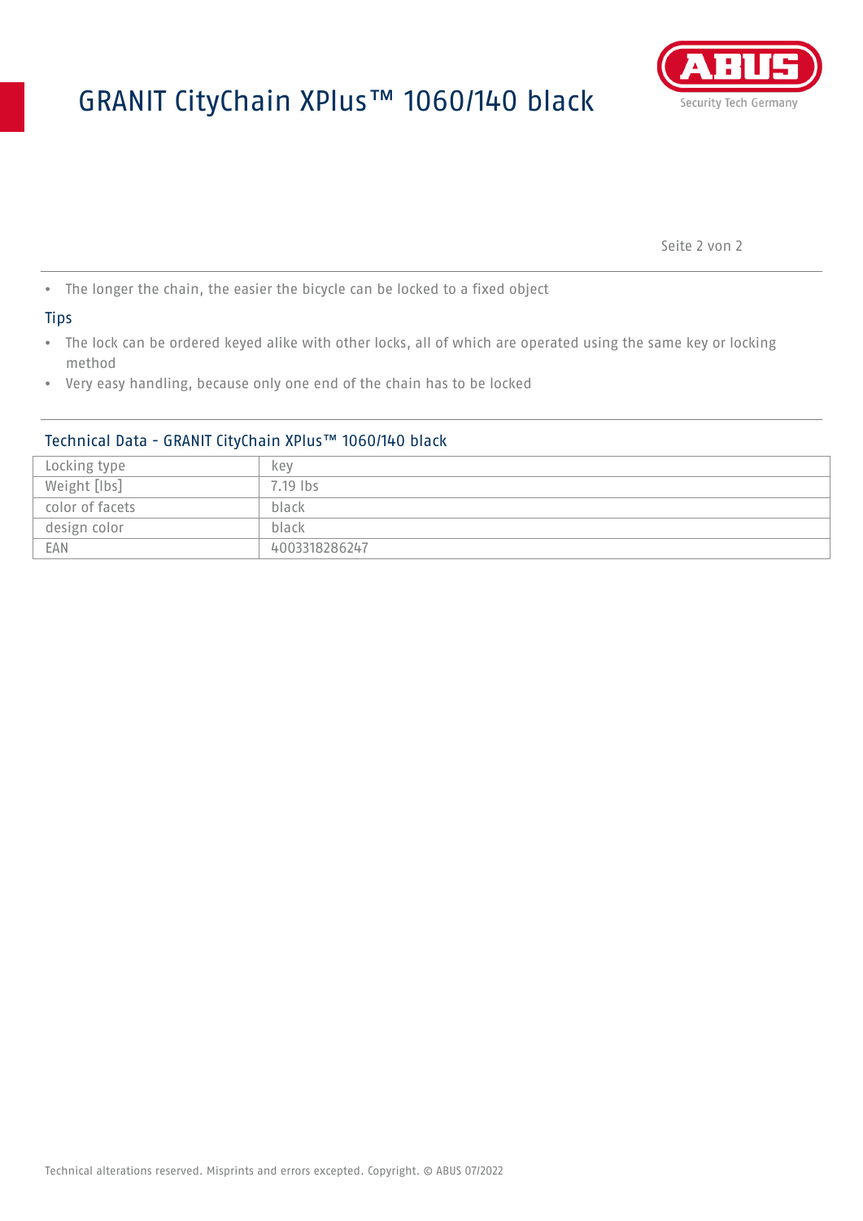- The longer the chain, the easier the bicycle can be locked to a fixed object

## Tips

- The lock can be ordered keyed alike with other locks, all of which are operated using the same key or locking method
- Very easy handling, because only one end of the chain has to be locked

## Technical Data - GRANIT CityChain XPlus™ 1060/140 black

| | |
|---|---|
| Locking type | key |
| Weight [lbs] | 7.19 lbs |
| color of facets | black |
| design color | black |
| EAN | 4003318286247 |

Technical alterations reserved. Misprints and errors excepted. Copyright. © ABUS 07/2022